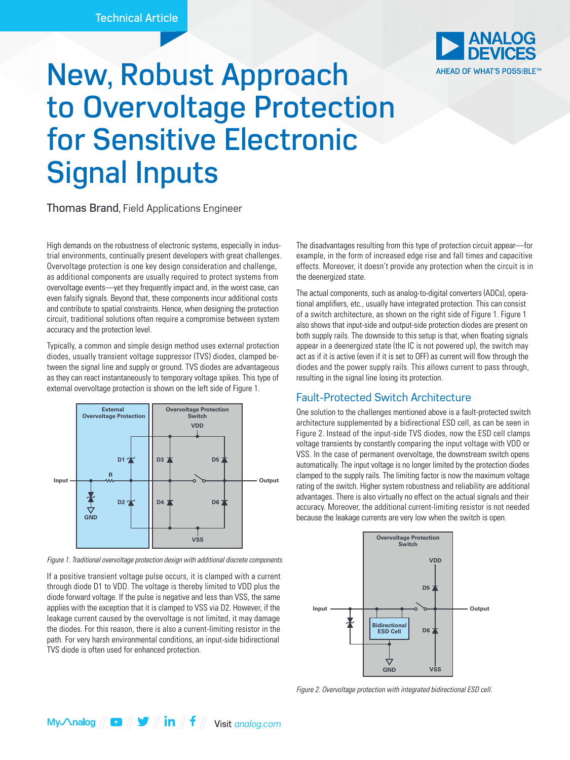Technical Article

# New, Robust Approach to Overvoltage Protection for Sensitive Electronic Signal Inputs

**Thomas Brand**, Field Applications Engineer

High demands on the robustness of electronic systems, especially in industrial environments, continually present developers with great challenges. Overvoltage protection is one key design consideration and challenge, as additional components are usually required to protect systems from overvoltage events—yet they frequently impact and, in the worst case, can even falsify signals. Beyond that, these components incur additional costs and contribute to spatial constraints. Hence, when designing the protection circuit, traditional solutions often require a compromise between system accuracy and the protection level.

Typically, a common and simple design method uses external protection diodes, usually transient voltage suppressor (TVS) diodes, clamped between the signal line and supply or ground. TVS diodes are advantageous as they can react instantaneously to temporary voltage spikes. This type of external overvoltage protection is shown on the left side of Figure 1.

External Overvoltage Protection
Overvoltage Protection Switch
VDD
D1
D3
D5
Input
R
Output
D2
D4
D6
GND
VSS

*Figure 1. Traditional overvoltage protection design with additional discrete components.*

If a positive transient voltage pulse occurs, it is clamped with a current through diode D1 to VDD. The voltage is thereby limited to VDD plus the diode forward voltage. If the pulse is negative and less than VSS, the same applies with the exception that it is clamped to VSS via D2. However, if the leakage current caused by the overvoltage is not limited, it may damage the diodes. For this reason, there is also a current-limiting resistor in the path. For very harsh environmental conditions, an input-side bidirectional TVS diode is often used for enhanced protection.

The disadvantages resulting from this type of protection circuit appear—for example, in the form of increased edge rise and fall times and capacitive effects. Moreover, it doesn't provide any protection when the circuit is in the deenergized state.

The actual components, such as analog-to-digital converters (ADCs), operational amplifiers, etc., usually have integrated protection. This can consist of a switch architecture, as shown on the right side of Figure 1. Figure 1 also shows that input-side and output-side protection diodes are present on both supply rails. The downside to this setup is that, when floating signals appear in a deenergized state (the IC is not powered up), the switch may act as if it is active (even if it is set to OFF) as current will flow through the diodes and the power supply rails. This allows current to pass through, resulting in the signal line losing its protection.

## Fault-Protected Switch Architecture

One solution to the challenges mentioned above is a fault-protected switch architecture supplemented by a bidirectional ESD cell, as can be seen in Figure 2. Instead of the input-side TVS diodes, now the ESD cell clamps voltage transients by constantly comparing the input voltage with VDD or VSS. In the case of permanent overvoltage, the downstream switch opens automatically. The input voltage is no longer limited by the protection diodes clamped to the supply rails. The limiting factor is now the maximum voltage rating of the switch. Higher system robustness and reliability are additional advantages. There is also virtually no effect on the actual signals and their accuracy. Moreover, the additional current-limiting resistor is not needed because the leakage currents are very low when the switch is open.

Overvoltage Protection Switch
VDD
D5
Input
Output
Bidirectional ESD Cell
D6
GND
VSS

*Figure 2. Overvoltage protection with integrated bidirectional ESD cell.*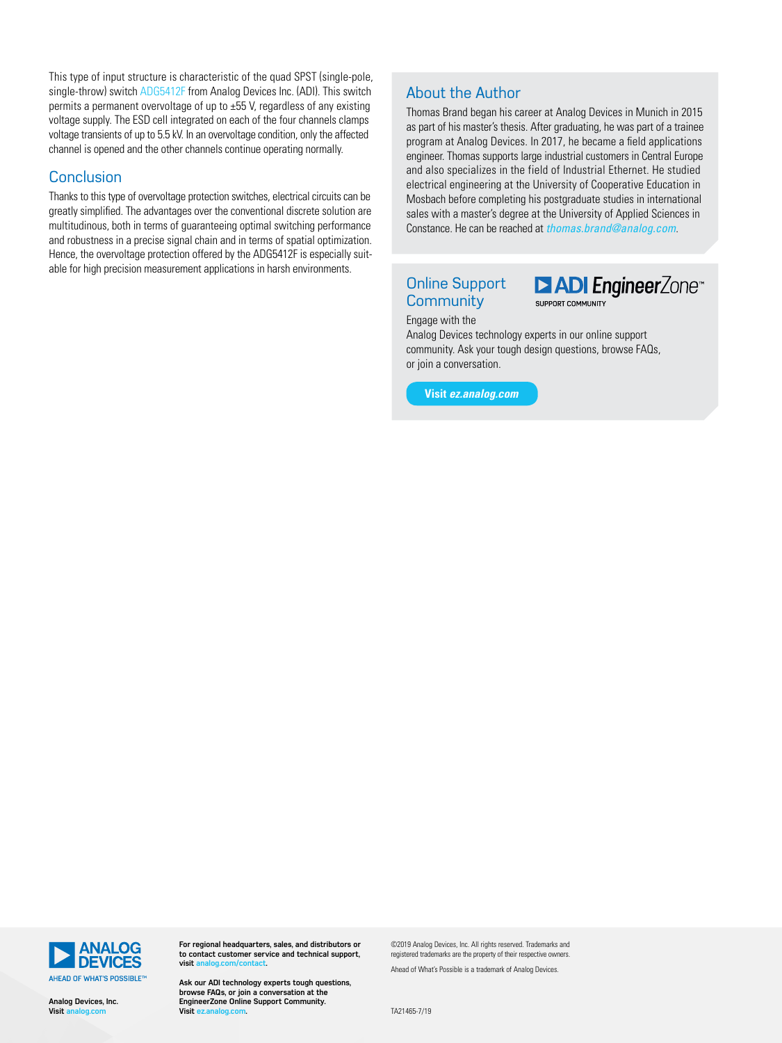This type of input structure is characteristic of the quad SPST (single-pole, single-throw) switch ADG5412F from Analog Devices Inc. (ADI). This switch permits a permanent overvoltage of up to ±55 V, regardless of any existing voltage supply. The ESD cell integrated on each of the four channels clamps voltage transients of up to 5.5 kV. In an overvoltage condition, only the affected channel is opened and the other channels continue operating normally.

## Conclusion

Thanks to this type of overvoltage protection switches, electrical circuits can be greatly simplified. The advantages over the conventional discrete solution are multitudinous, both in terms of guaranteeing optimal switching performance and robustness in a precise signal chain and in terms of spatial optimization. Hence, the overvoltage protection offered by the ADG5412F is especially suitable for high precision measurement applications in harsh environments.

## About the Author

Thomas Brand began his career at Analog Devices in Munich in 2015 as part of his master's thesis. After graduating, he was part of a trainee program at Analog Devices. In 2017, he became a field applications engineer. Thomas supports large industrial customers in Central Europe and also specializes in the field of Industrial Ethernet. He studied electrical engineering at the University of Cooperative Education in Mosbach before completing his postgraduate studies in international sales with a master's degree at the University of Applied Sciences in Constance. He can be reached at *thomas.brand@analog.com*.

## Online Support Community

ADI EngineerZone™ SUPPORT COMMUNITY

Engage with the Analog Devices technology experts in our online support community. Ask your tough design questions, browse FAQs, or join a conversation.

**Visit *ez.analog.com***

ANALOG DEVICES
AHEAD OF WHAT'S POSSIBLE™

**Analog Devices, Inc.**
**Visit analog.com**

**For regional headquarters, sales, and distributors or to contact customer service and technical support, visit analog.com/contact.**

**Ask our ADI technology experts tough questions, browse FAQs, or join a conversation at the EngineerZone Online Support Community. Visit ez.analog.com.**

©2019 Analog Devices, Inc. All rights reserved. Trademarks and registered trademarks are the property of their respective owners.

Ahead of What's Possible is a trademark of Analog Devices.

TA21465-7/19